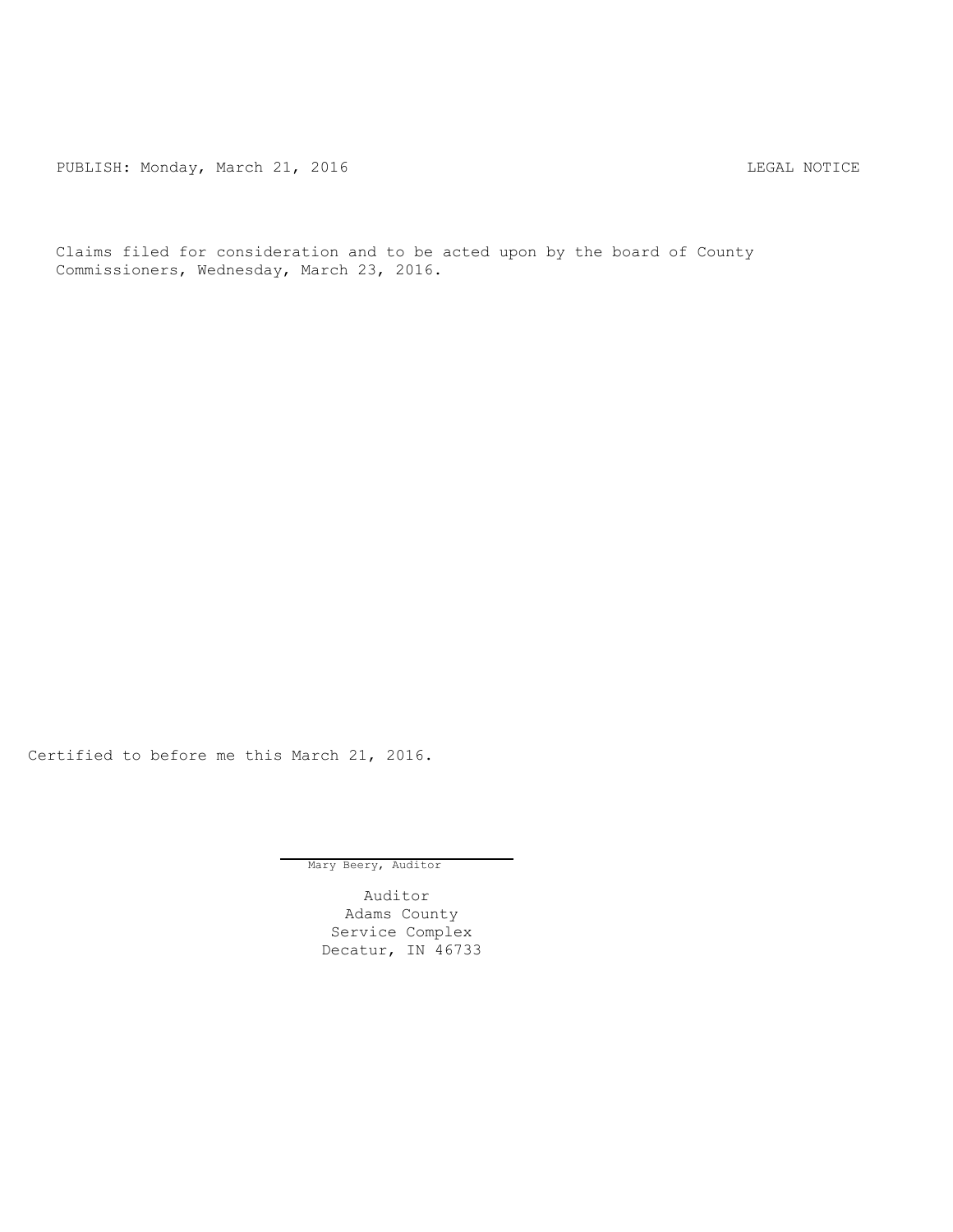PUBLISH: Monday, March 21, 2016 LEGAL NOTICE

Claims filed for consideration and to be acted upon by the board of County Commissioners, Wednesday, March 23, 2016.

Certified to before me this March 21, 2016.

Mary Beery, Auditor

Auditor
Adams County
Service Complex
Decatur, IN 46733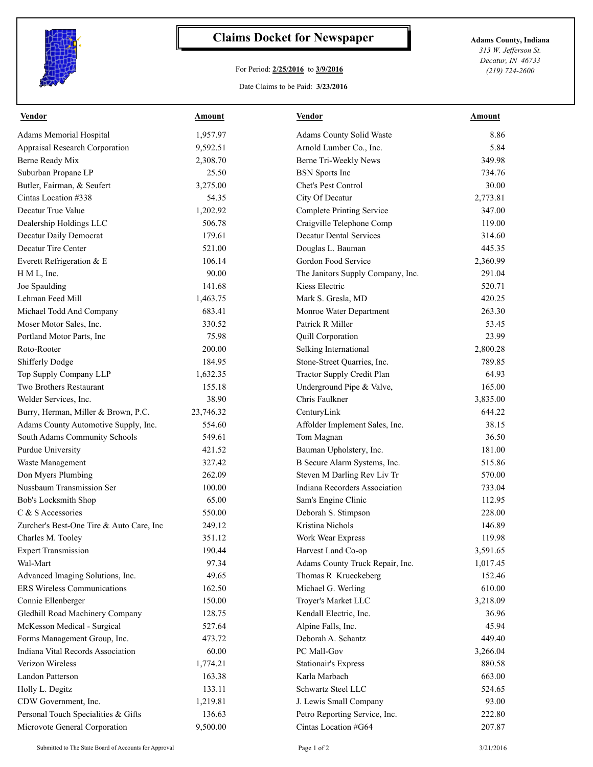# Claims Docket for Newspaper

For Period: **2/25/2016** to **3/9/2016**

Date Claims to be Paid: **3/23/2016**

**Adams County, Indiana**
*313 W. Jefferson St.*
*Decatur, IN 46733*
*(219) 724-2600*

| Vendor | Amount | Vendor | Amount |
|---|---|---|---|
| Adams Memorial Hospital | 1,957.97 | Adams County Solid Waste | 8.86 |
| Appraisal Research Corporation | 9,592.51 | Arnold Lumber Co., Inc. | 5.84 |
| Berne Ready Mix | 2,308.70 | Berne Tri-Weekly News | 349.98 |
| Suburban Propane LP | 25.50 | BSN Sports Inc | 734.76 |
| Butler, Fairman, & Seufert | 3,275.00 | Chet's Pest Control | 30.00 |
| Cintas Location #338 | 54.35 | City Of Decatur | 2,773.81 |
| Decatur True Value | 1,202.92 | Complete Printing Service | 347.00 |
| Dealership Holdings LLC | 506.78 | Craigville Telephone Comp | 119.00 |
| Decatur Daily Democrat | 179.61 | Decatur Dental Services | 314.60 |
| Decatur Tire Center | 521.00 | Douglas L. Bauman | 445.35 |
| Everett Refrigeration & E | 106.14 | Gordon Food Service | 2,360.99 |
| H M L, Inc. | 90.00 | The Janitors Supply Company, Inc. | 291.04 |
| Joe Spaulding | 141.68 | Kiess Electric | 520.71 |
| Lehman Feed Mill | 1,463.75 | Mark S. Gresla, MD | 420.25 |
| Michael Todd And Company | 683.41 | Monroe Water Department | 263.30 |
| Moser Motor Sales, Inc. | 330.52 | Patrick R Miller | 53.45 |
| Portland Motor Parts, Inc | 75.98 | Quill Corporation | 23.99 |
| Roto-Rooter | 200.00 | Selking International | 2,800.28 |
| Shifferly Dodge | 184.95 | Stone-Street Quarries, Inc. | 789.85 |
| Top Supply Company LLP | 1,632.35 | Tractor Supply Credit Plan | 64.93 |
| Two Brothers Restaurant | 155.18 | Underground Pipe & Valve, | 165.00 |
| Welder Services, Inc. | 38.90 | Chris Faulkner | 3,835.00 |
| Burry, Herman, Miller & Brown, P.C. | 23,746.32 | CenturyLink | 644.22 |
| Adams County Automotive Supply, Inc. | 554.60 | Affolder Implement Sales, Inc. | 38.15 |
| South Adams Community Schools | 549.61 | Tom Magnan | 36.50 |
| Purdue University | 421.52 | Bauman Upholstery, Inc. | 181.00 |
| Waste Management | 327.42 | B Secure Alarm Systems, Inc. | 515.86 |
| Don Myers Plumbing | 262.09 | Steven M Darling Rev Liv Tr | 570.00 |
| Nussbaum Transmission Ser | 100.00 | Indiana Recorders Association | 733.04 |
| Bob's Locksmith Shop | 65.00 | Sam's Engine Clinic | 112.95 |
| C & S Accessories | 550.00 | Deborah S. Stimpson | 228.00 |
| Zurcher's Best-One Tire & Auto Care, Inc | 249.12 | Kristina Nichols | 146.89 |
| Charles M. Tooley | 351.12 | Work Wear Express | 119.98 |
| Expert Transmission | 190.44 | Harvest Land Co-op | 3,591.65 |
| Wal-Mart | 97.34 | Adams County Truck Repair, Inc. | 1,017.45 |
| Advanced Imaging Solutions, Inc. | 49.65 | Thomas R Krueckeberg | 152.46 |
| ERS Wireless Communications | 162.50 | Michael G. Werling | 610.00 |
| Connie Ellenberger | 150.00 | Troyer's Market LLC | 3,218.09 |
| Gledhill Road Machinery Company | 128.75 | Kendall Electric, Inc. | 36.96 |
| McKesson Medical - Surgical | 527.64 | Alpine Falls, Inc. | 45.94 |
| Forms Management Group, Inc. | 473.72 | Deborah A. Schantz | 449.40 |
| Indiana Vital Records Association | 60.00 | PC Mall-Gov | 3,266.04 |
| Verizon Wireless | 1,774.21 | Stationair's Express | 880.58 |
| Landon Patterson | 163.38 | Karla Marbach | 663.00 |
| Holly L. Degitz | 133.11 | Schwartz Steel LLC | 524.65 |
| CDW Government, Inc. | 1,219.81 | J. Lewis Small Company | 93.00 |
| Personal Touch Specialities & Gifts | 136.63 | Petro Reporting Service, Inc. | 222.80 |
| Microvote General Corporation | 9,500.00 | Cintas Location #G64 | 207.87 |

Submitted to The State Board of Accounts for Approval 3/21/2016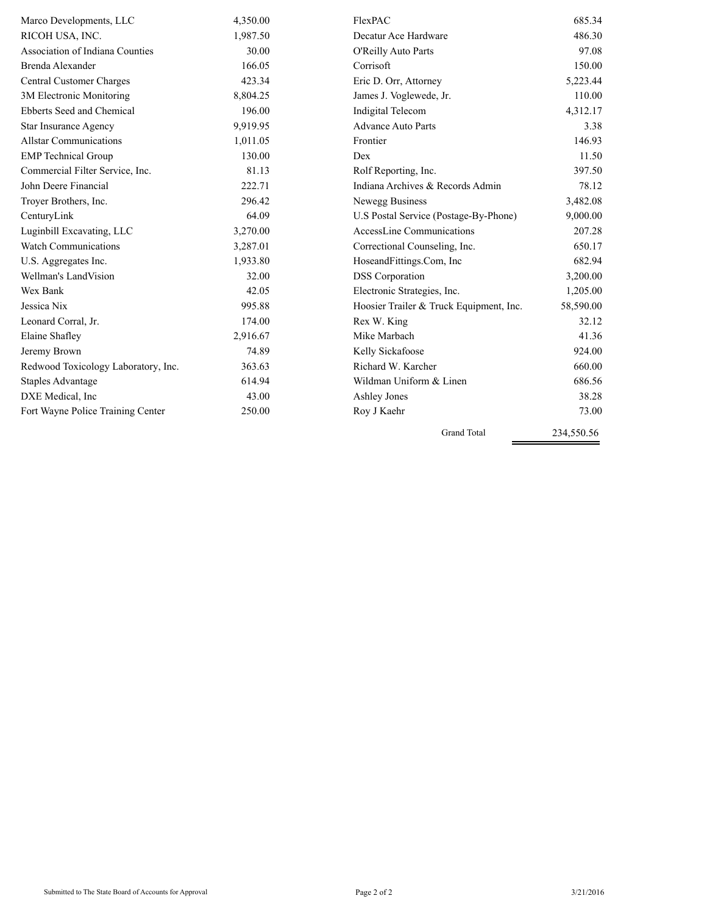| | | | |
|---|---|---|---|
| Marco Developments, LLC | 4,350.00 | FlexPAC | 685.34 |
| RICOH USA, INC. | 1,987.50 | Decatur Ace Hardware | 486.30 |
| Association of Indiana Counties | 30.00 | O'Reilly Auto Parts | 97.08 |
| Brenda Alexander | 166.05 | Corrisoft | 150.00 |
| Central Customer Charges | 423.34 | Eric D. Orr, Attorney | 5,223.44 |
| 3M Electronic Monitoring | 8,804.25 | James J. Voglewede, Jr. | 110.00 |
| Ebberts Seed and Chemical | 196.00 | Indigital Telecom | 4,312.17 |
| Star Insurance Agency | 9,919.95 | Advance Auto Parts | 3.38 |
| Allstar Communications | 1,011.05 | Frontier | 146.93 |
| EMP Technical Group | 130.00 | Dex | 11.50 |
| Commercial Filter Service, Inc. | 81.13 | Rolf Reporting, Inc. | 397.50 |
| John Deere Financial | 222.71 | Indiana Archives & Records Admin | 78.12 |
| Troyer Brothers, Inc. | 296.42 | Newegg Business | 3,482.08 |
| CenturyLink | 64.09 | U.S Postal Service (Postage-By-Phone) | 9,000.00 |
| Luginbill Excavating, LLC | 3,270.00 | AccessLine Communications | 207.28 |
| Watch Communications | 3,287.01 | Correctional Counseling, Inc. | 650.17 |
| U.S. Aggregates Inc. | 1,933.80 | HoseandFittings.Com, Inc | 682.94 |
| Wellman's LandVision | 32.00 | DSS Corporation | 3,200.00 |
| Wex Bank | 42.05 | Electronic Strategies, Inc. | 1,205.00 |
| Jessica Nix | 995.88 | Hoosier Trailer & Truck Equipment, Inc. | 58,590.00 |
| Leonard Corral, Jr. | 174.00 | Rex W. King | 32.12 |
| Elaine Shafley | 2,916.67 | Mike Marbach | 41.36 |
| Jeremy Brown | 74.89 | Kelly Sickafoose | 924.00 |
| Redwood Toxicology Laboratory, Inc. | 363.63 | Richard W. Karcher | 660.00 |
| Staples Advantage | 614.94 | Wildman Uniform & Linen | 686.56 |
| DXE Medical, Inc | 43.00 | Ashley Jones | 38.28 |
| Fort Wayne Police Training Center | 250.00 | Roy J Kaehr | 73.00 |
| | | Grand Total | 234,550.56 |

Submitted to The State Board of Accounts for Approval

3/21/2016